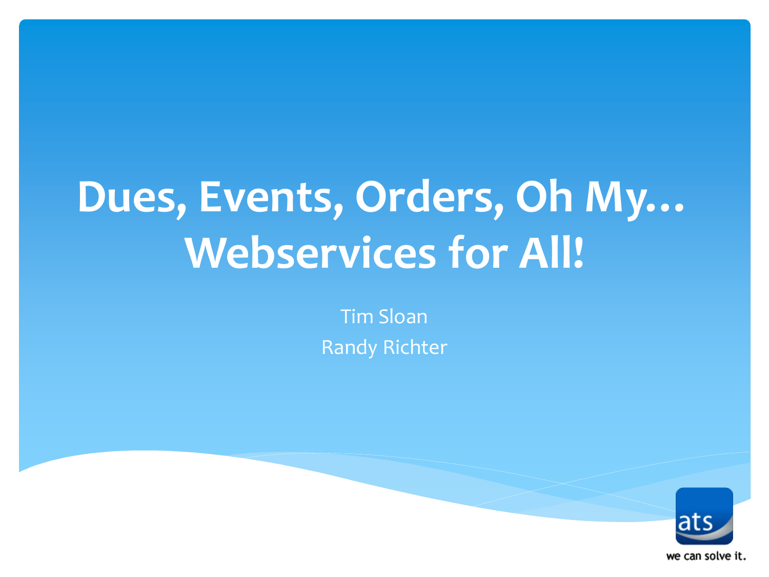# Dues, Events, Orders, Oh My… Webservices for All!

Tim Sloan

Randy Richter

ats

we can solve it.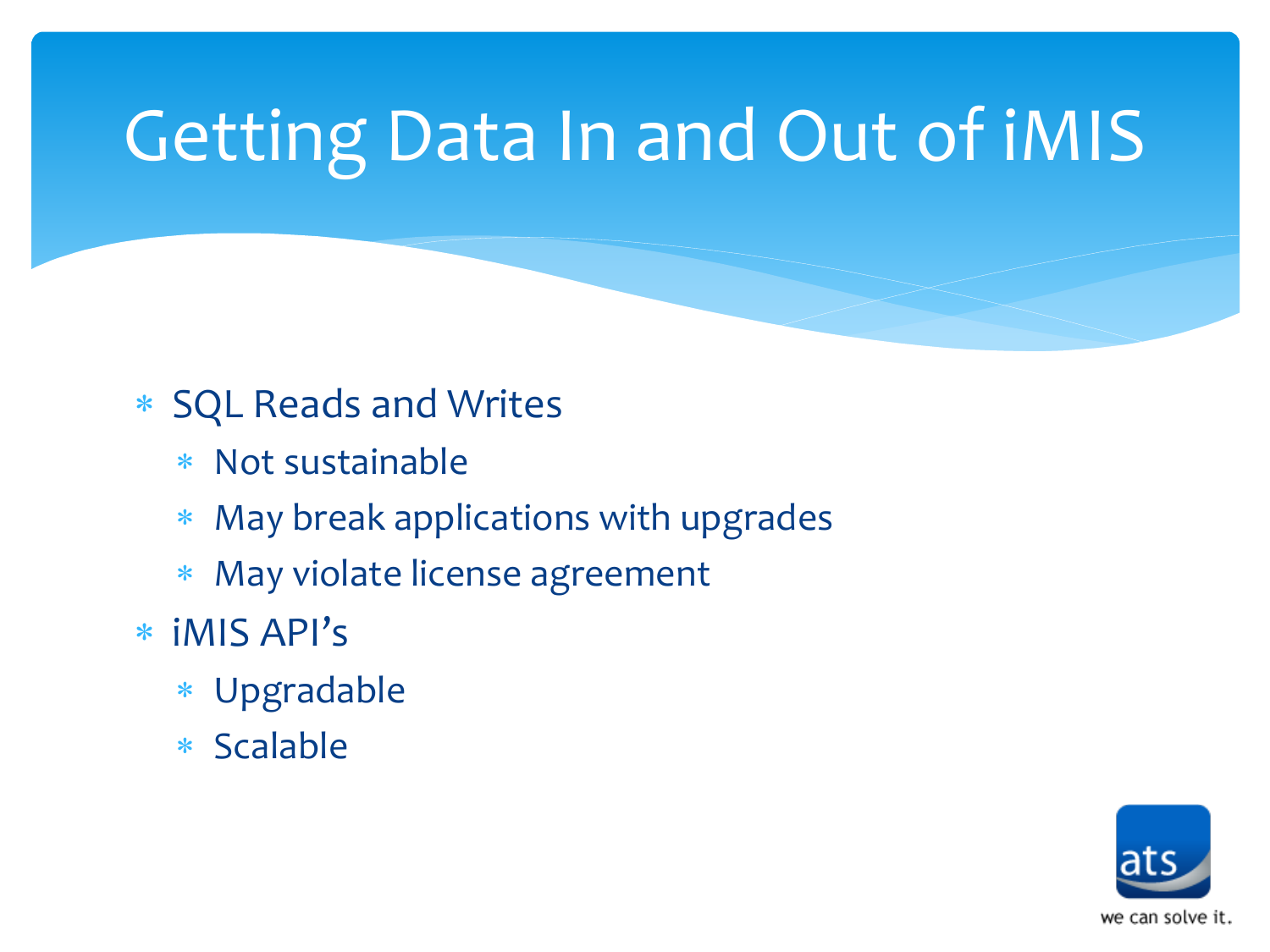# Getting Data In and Out of iMIS

- SQL Reads and Writes
  - Not sustainable
  - May break applications with upgrades
  - May violate license agreement
- iMIS API's
  - Upgradable
  - Scalable

ats
we can solve it.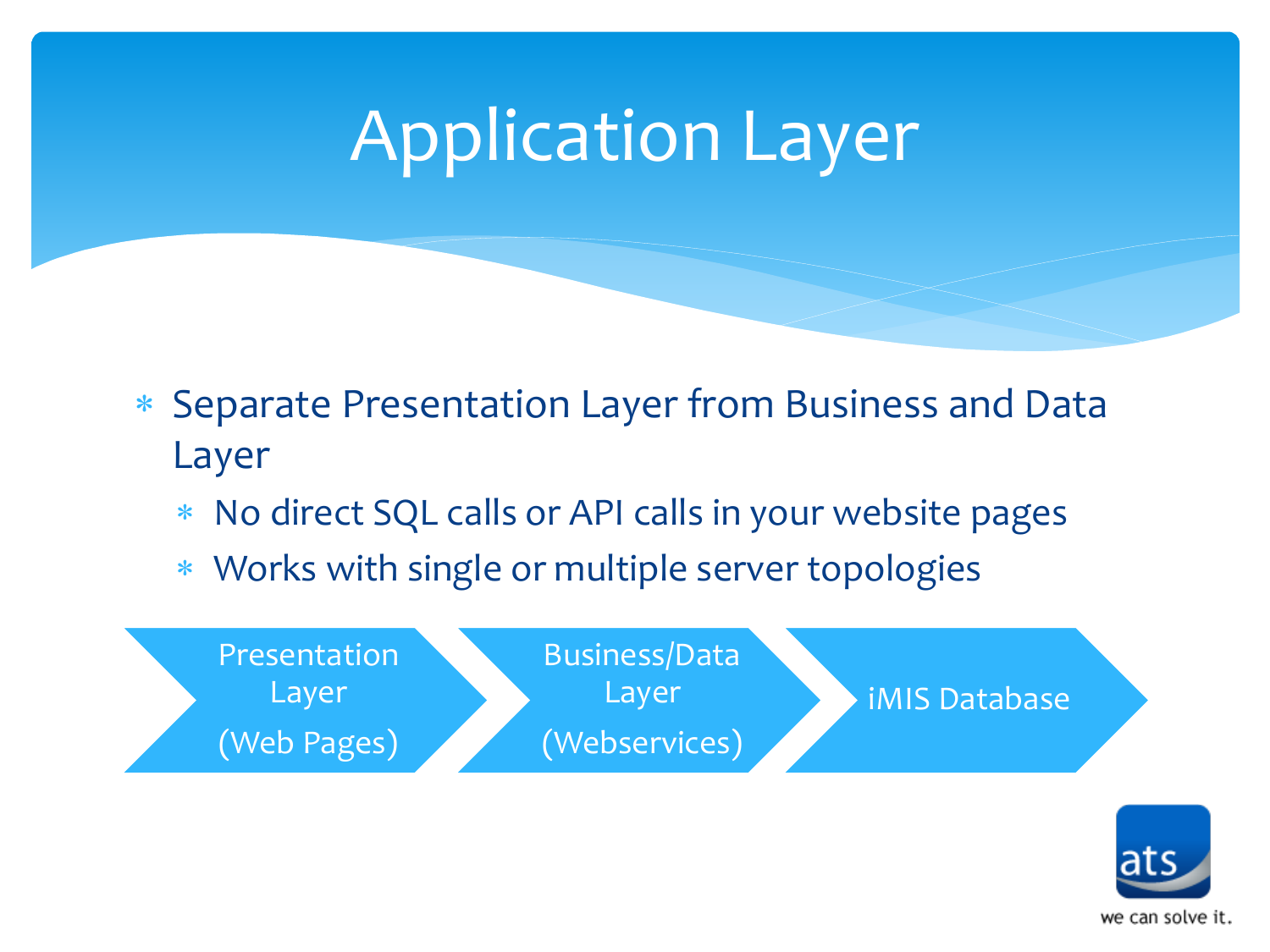# Application Layer

- Separate Presentation Layer from Business and Data Layer
  - No direct SQL calls or API calls in your website pages
  - Works with single or multiple server topologies

Presentation Layer (Web Pages) → Business/Data Layer (Webservices) → iMIS Database

we can solve it.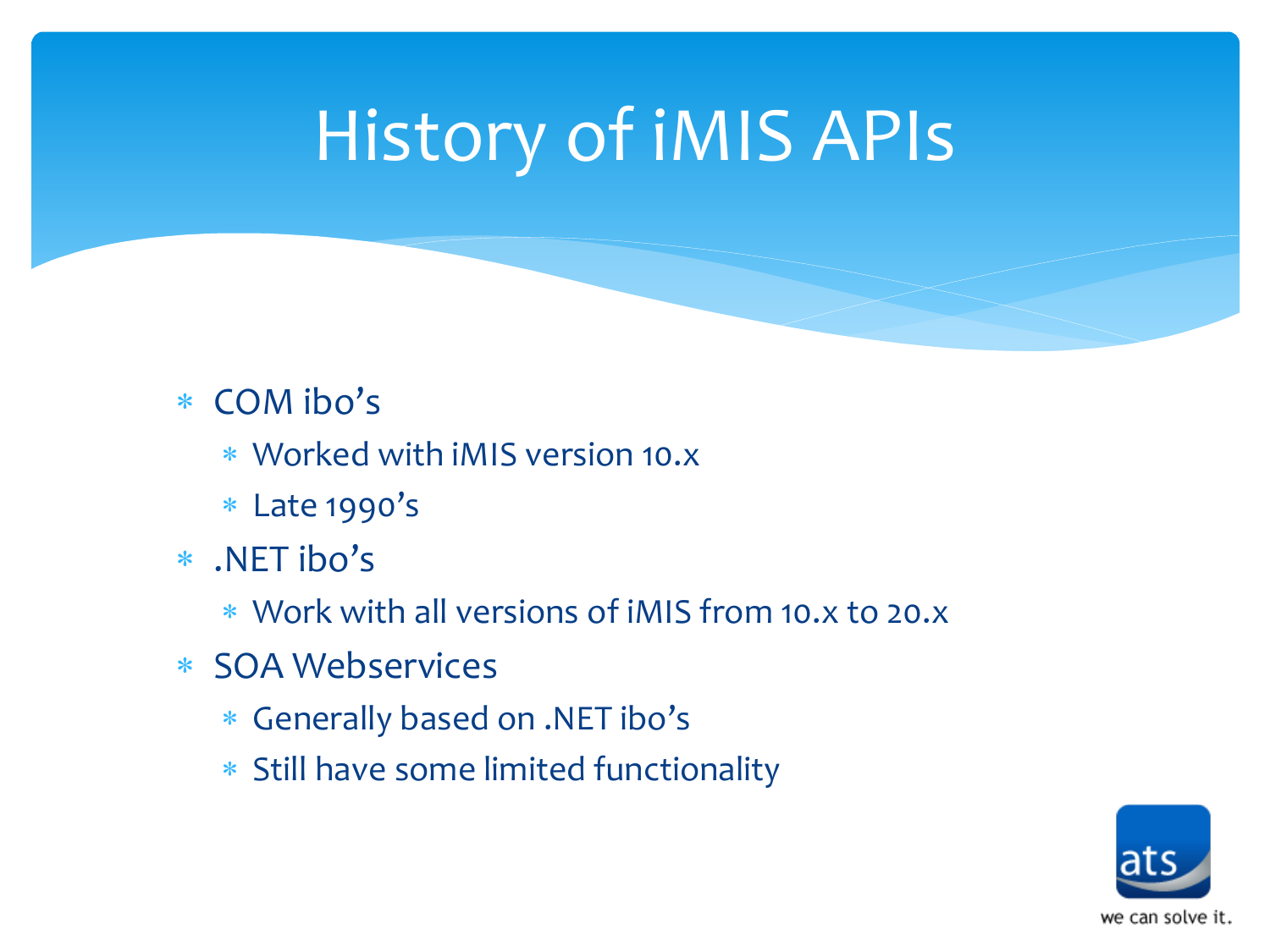# History of iMIS APIs

- COM ibo's
  - Worked with iMIS version 10.x
  - Late 1990's
- .NET ibo's
  - Work with all versions of iMIS from 10.x to 20.x
- SOA Webservices
  - Generally based on .NET ibo's
  - Still have some limited functionality

we can solve it.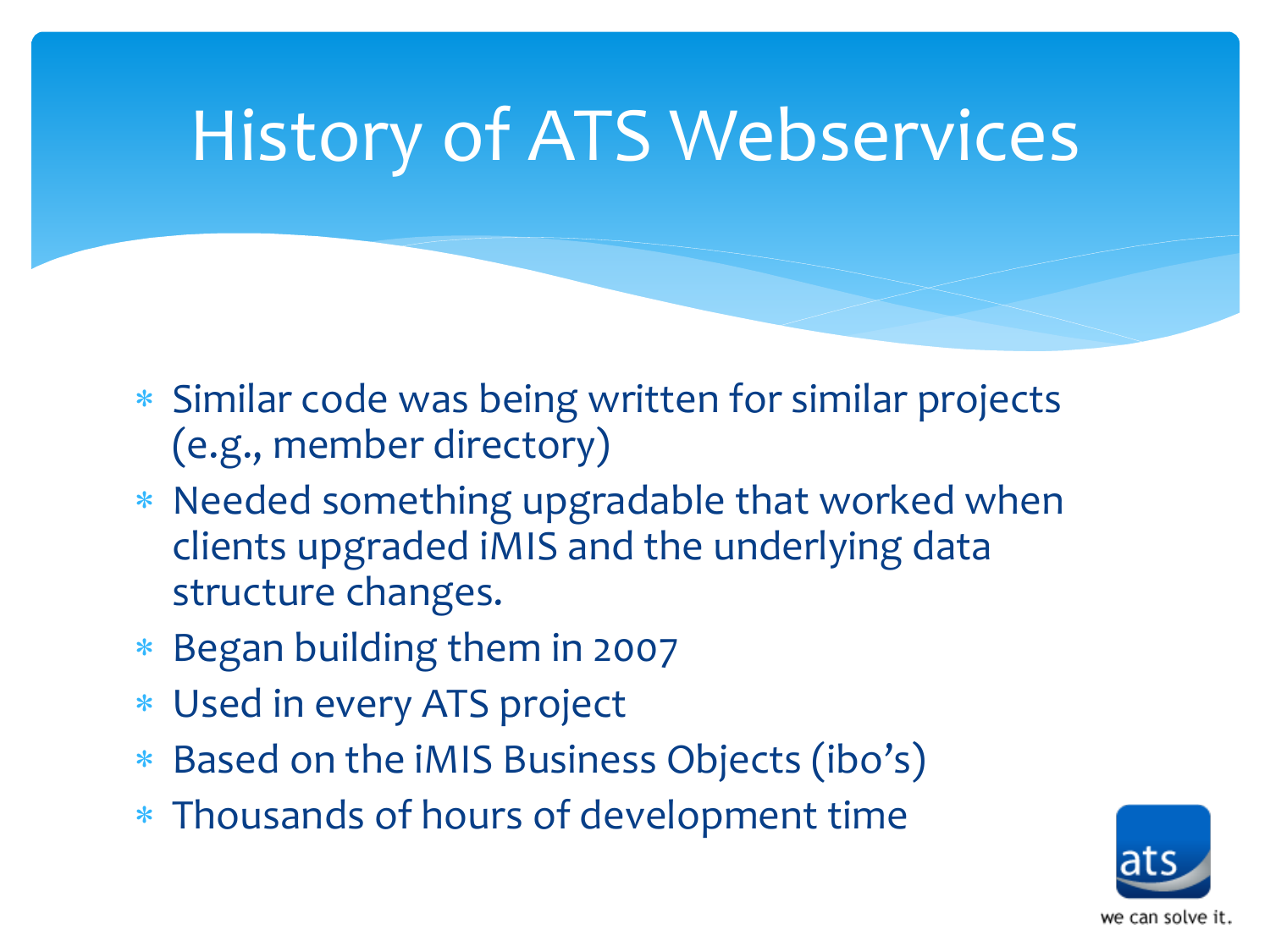# History of ATS Webservices

* Similar code was being written for similar projects (e.g., member directory)
* Needed something upgradable that worked when clients upgraded iMIS and the underlying data structure changes.
* Began building them in 2007
* Used in every ATS project
* Based on the iMIS Business Objects (ibo's)
* Thousands of hours of development time

ats

we can solve it.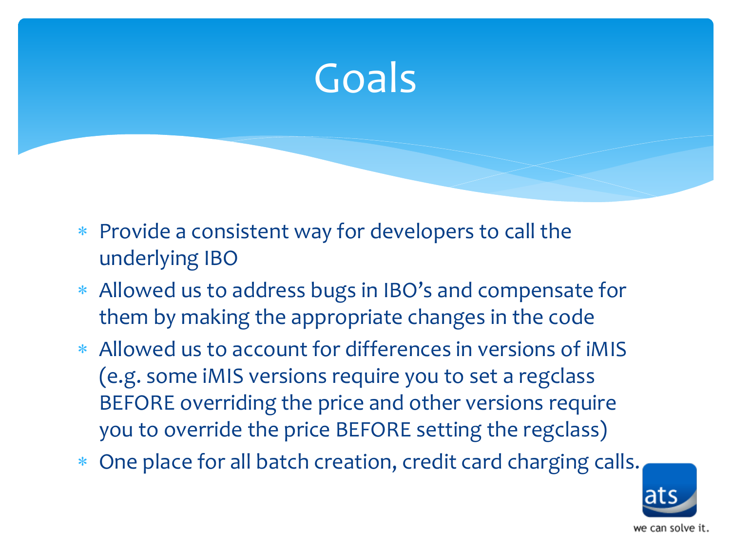# Goals

- Provide a consistent way for developers to call the underlying IBO
- Allowed us to address bugs in IBO's and compensate for them by making the appropriate changes in the code
- Allowed us to account for differences in versions of iMIS (e.g. some iMIS versions require you to set a regclass BEFORE overriding the price and other versions require you to override the price BEFORE setting the regclass)
- One place for all batch creation, credit card charging calls.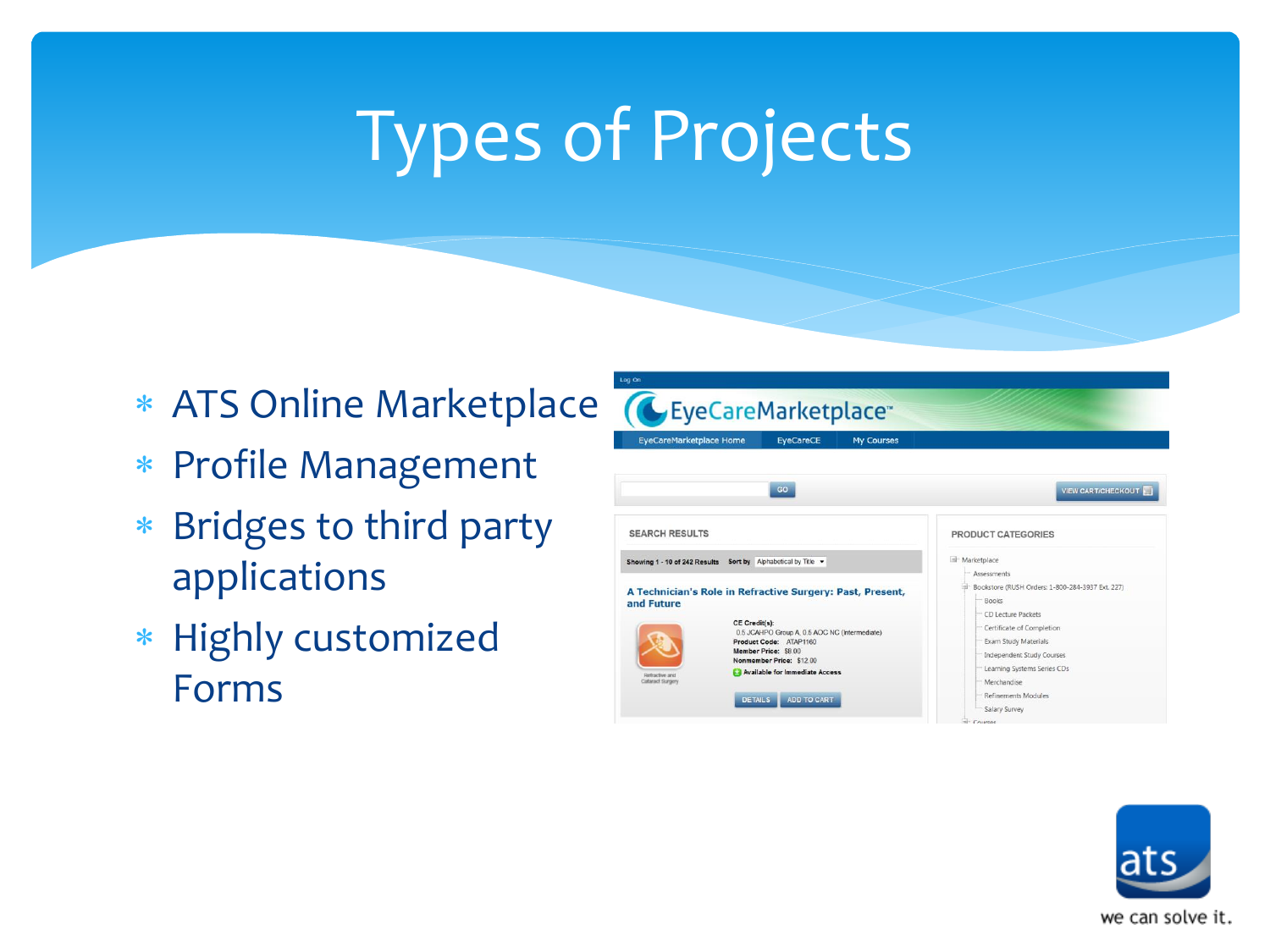# Types of Projects

- ATS Online Marketplace
- Profile Management
- Bridges to third party applications
- Highly customized Forms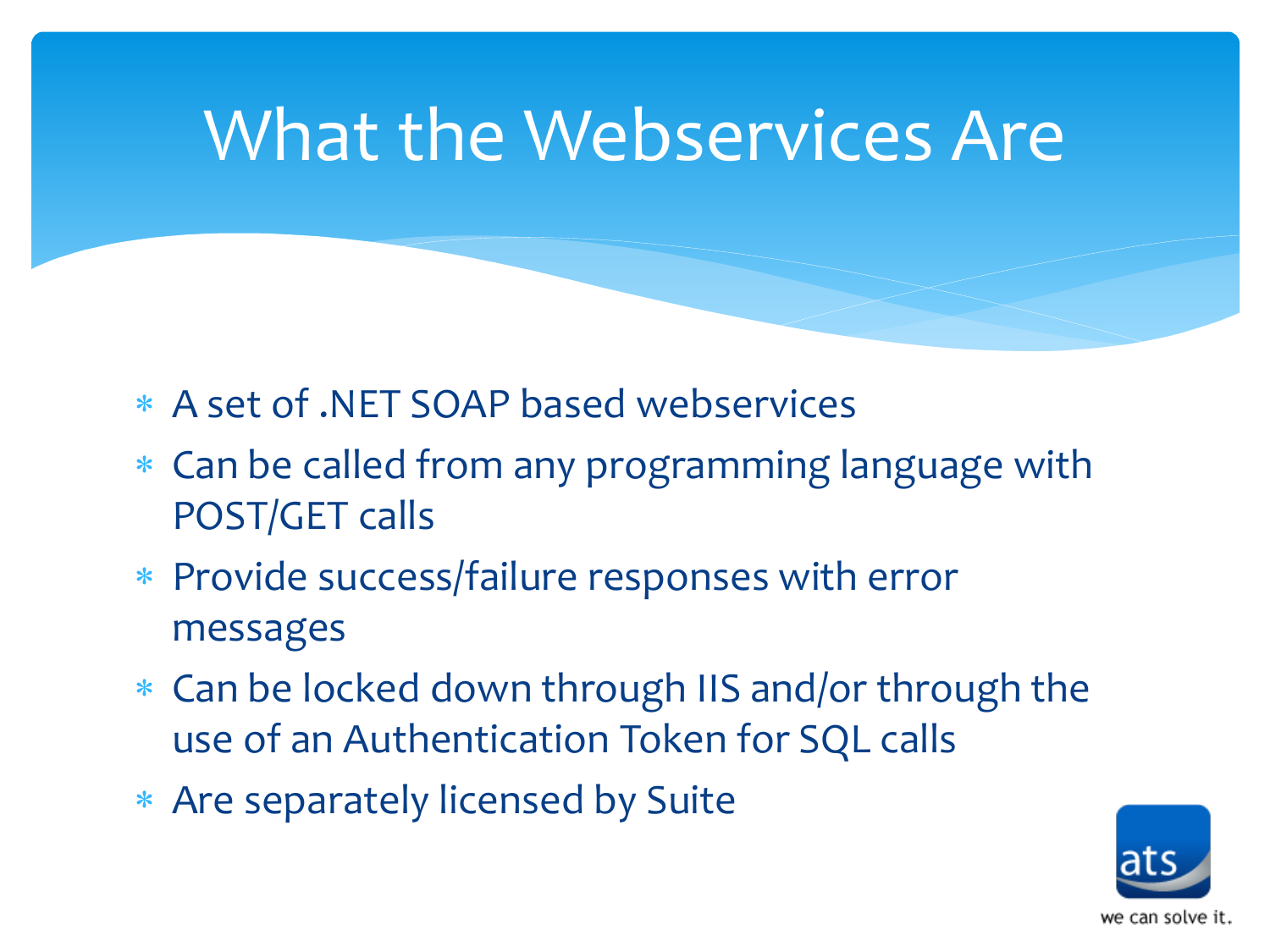# What the Webservices Are

- A set of .NET SOAP based webservices
- Can be called from any programming language with POST/GET calls
- Provide success/failure responses with error messages
- Can be locked down through IIS and/or through the use of an Authentication Token for SQL calls
- Are separately licensed by Suite

ats
we can solve it.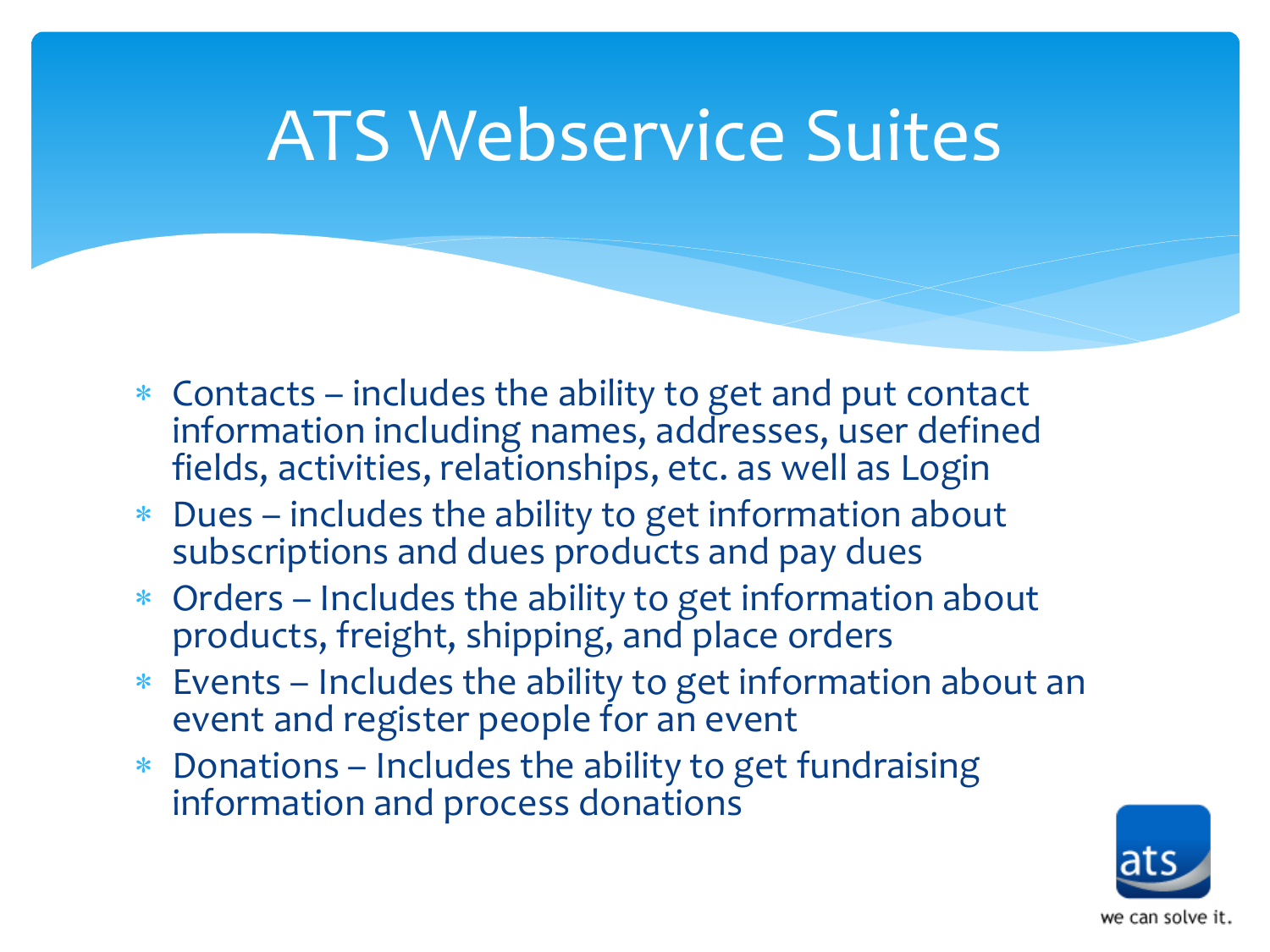# ATS Webservice Suites

- Contacts – includes the ability to get and put contact information including names, addresses, user defined fields, activities, relationships, etc. as well as Login
- Dues – includes the ability to get information about subscriptions and dues products and pay dues
- Orders – Includes the ability to get information about products, freight, shipping, and place orders
- Events – Includes the ability to get information about an event and register people for an event
- Donations – Includes the ability to get fundraising information and process donations

ats

we can solve it.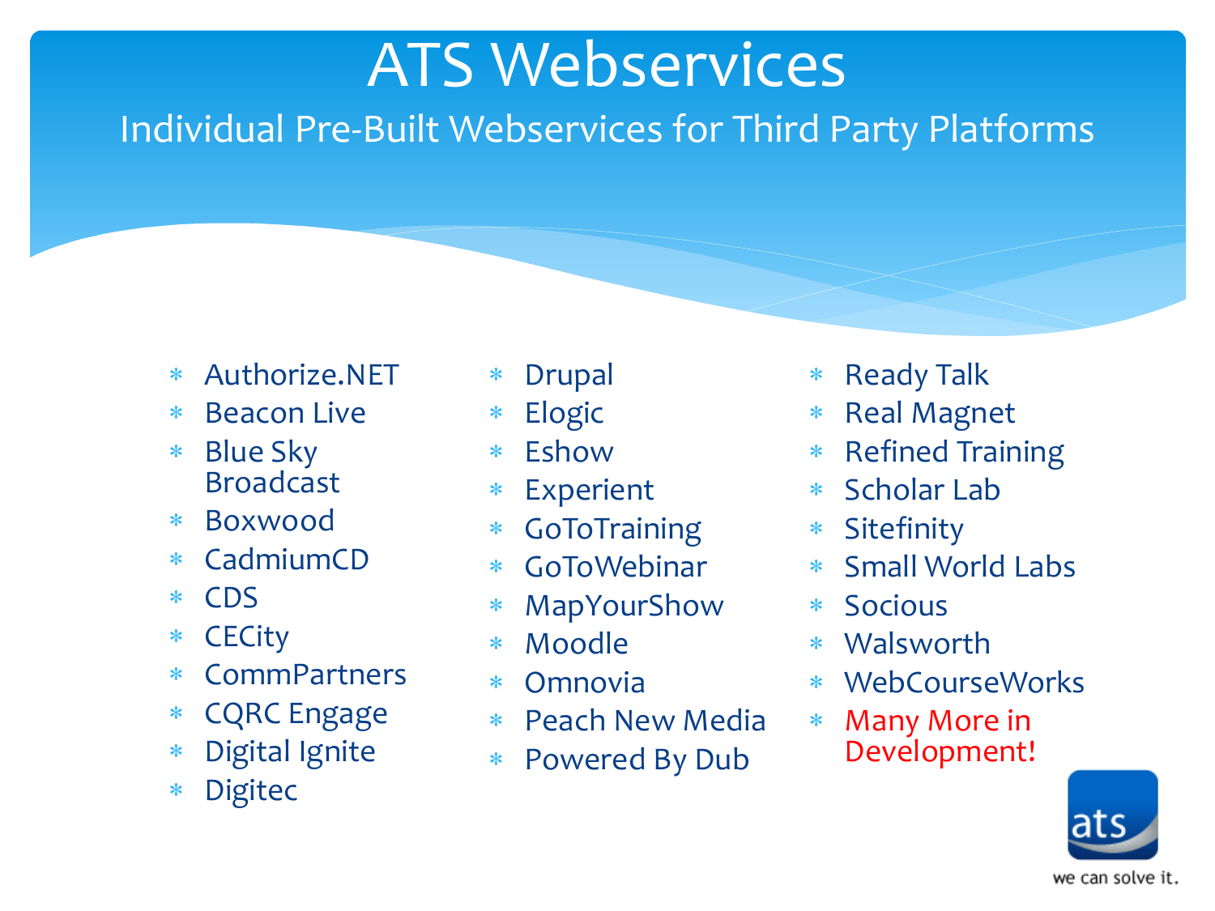# ATS Webservices

## Individual Pre-Built Webservices for Third Party Platforms

- Authorize.NET
- Beacon Live
- Blue Sky Broadcast
- Boxwood
- CadmiumCD
- CDS
- CECity
- CommPartners
- CQRC Engage
- Digital Ignite
- Digitec
- Drupal
- Elogic
- Eshow
- Experient
- GoToTraining
- GoToWebinar
- MapYourShow
- Moodle
- Omnovia
- Peach New Media
- Powered By Dub
- Ready Talk
- Real Magnet
- Refined Training
- Scholar Lab
- Sitefinity
- Small World Labs
- Socious
- Walsworth
- WebCourseWorks
- Many More in Development!

ats

we can solve it.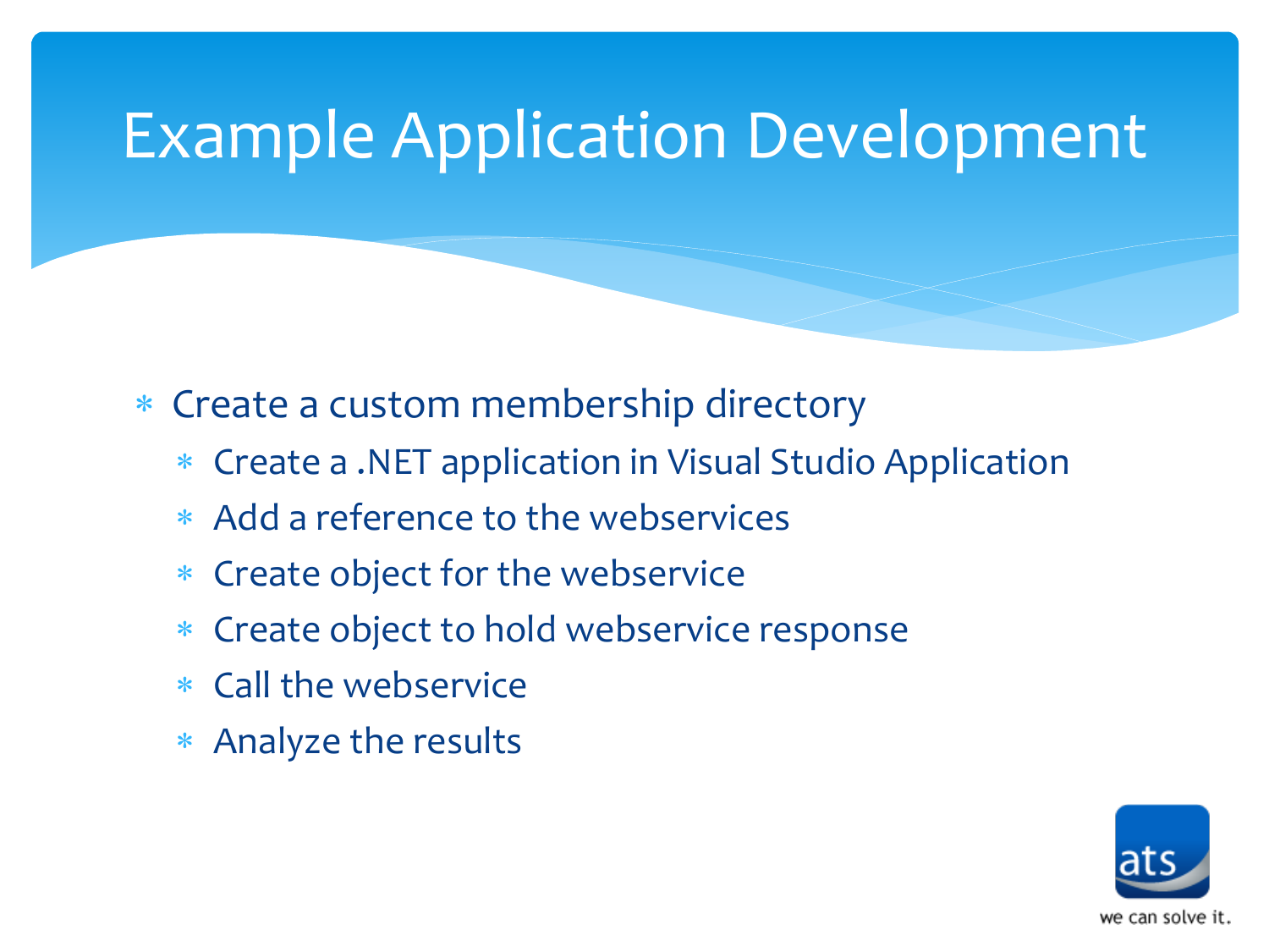# Example Application Development

* Create a custom membership directory
  * Create a .NET application in Visual Studio Application
  * Add a reference to the webservices
  * Create object for the webservice
  * Create object to hold webservice response
  * Call the webservice
  * Analyze the results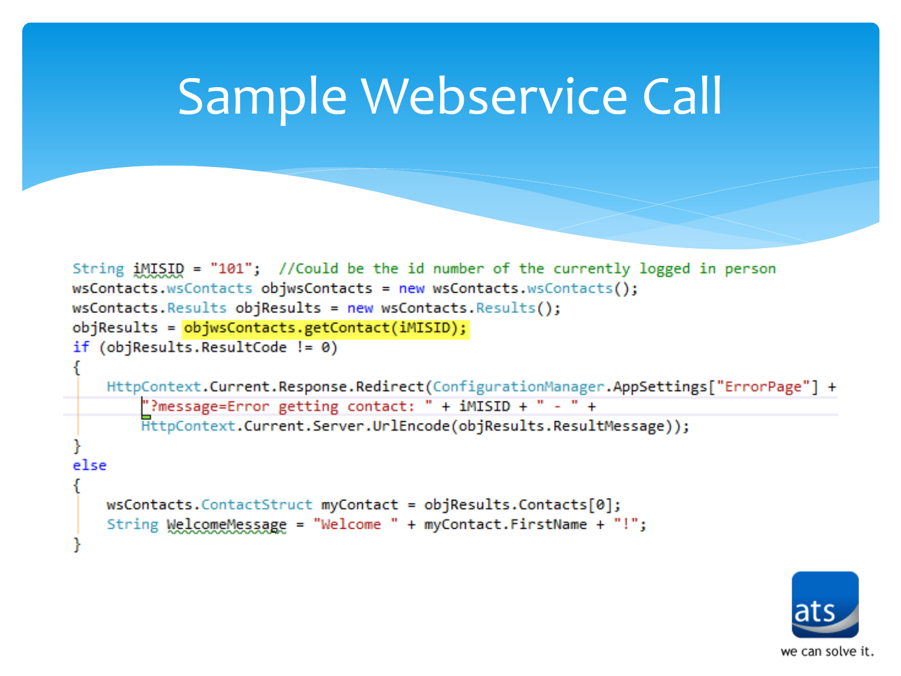# Sample Webservice Call

```
String iMISID = "101";  //Could be the id number of the currently logged in person
wsContacts.wsContacts objwsContacts = new wsContacts.wsContacts();
wsContacts.Results objResults = new wsContacts.Results();
objResults = objwsContacts.getContact(iMISID);
if (objResults.ResultCode != 0)
{
    HttpContext.Current.Response.Redirect(ConfigurationManager.AppSettings["ErrorPage"] +
        "?message=Error getting contact: " + iMISID + " - " +
        HttpContext.Current.Server.UrlEncode(objResults.ResultMessage));
}
else
{
    wsContacts.ContactStruct myContact = objResults.Contacts[0];
    String WelcomeMessage = "Welcome " + myContact.FirstName + "!";
}
```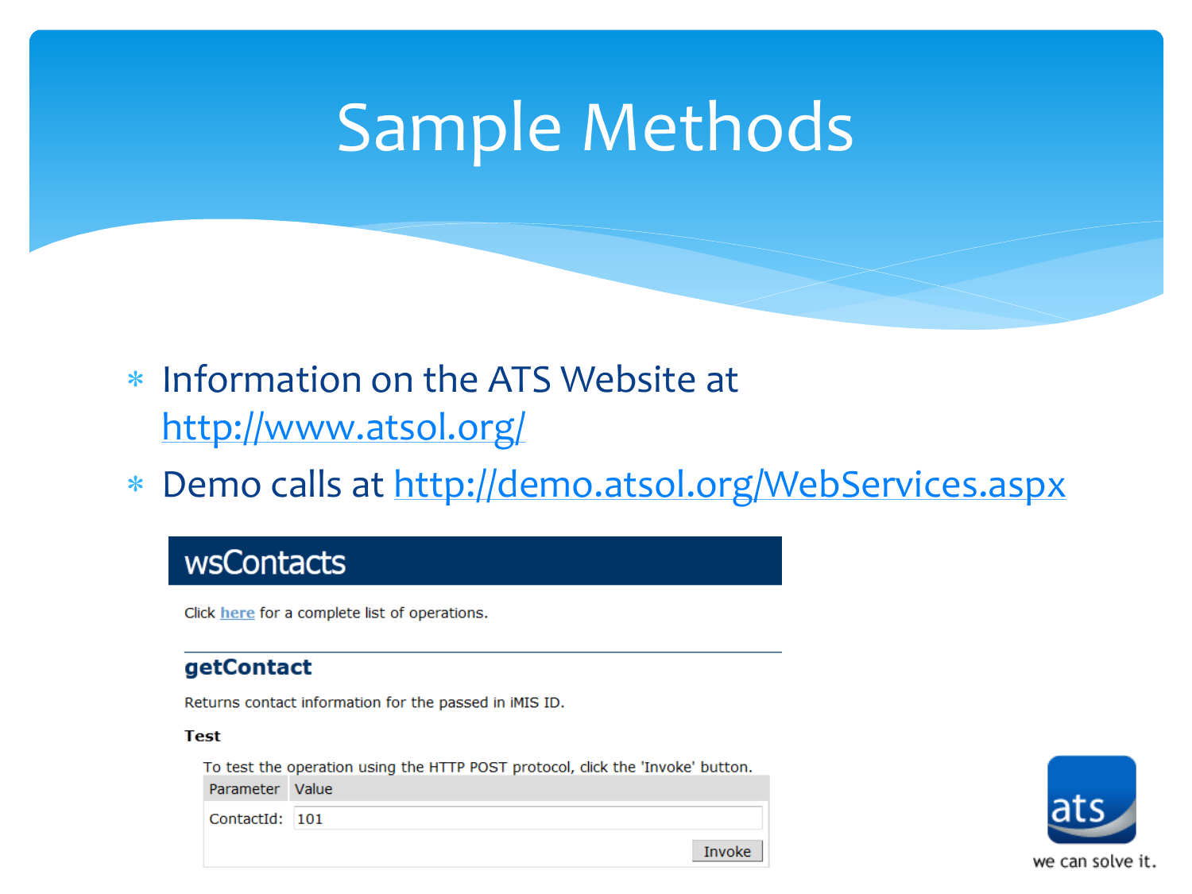# Sample Methods

- Information on the ATS Website at http://www.atsol.org/
- Demo calls at http://demo.atsol.org/WebServices.aspx

## wsContacts

Click here for a complete list of operations.

### getContact

Returns contact information for the passed in iMIS ID.

**Test**

To test the operation using the HTTP POST protocol, click the 'Invoke' button.

| Parameter | Value |
| --- | --- |
| ContactId: | 101 |

Invoke

ats

we can solve it.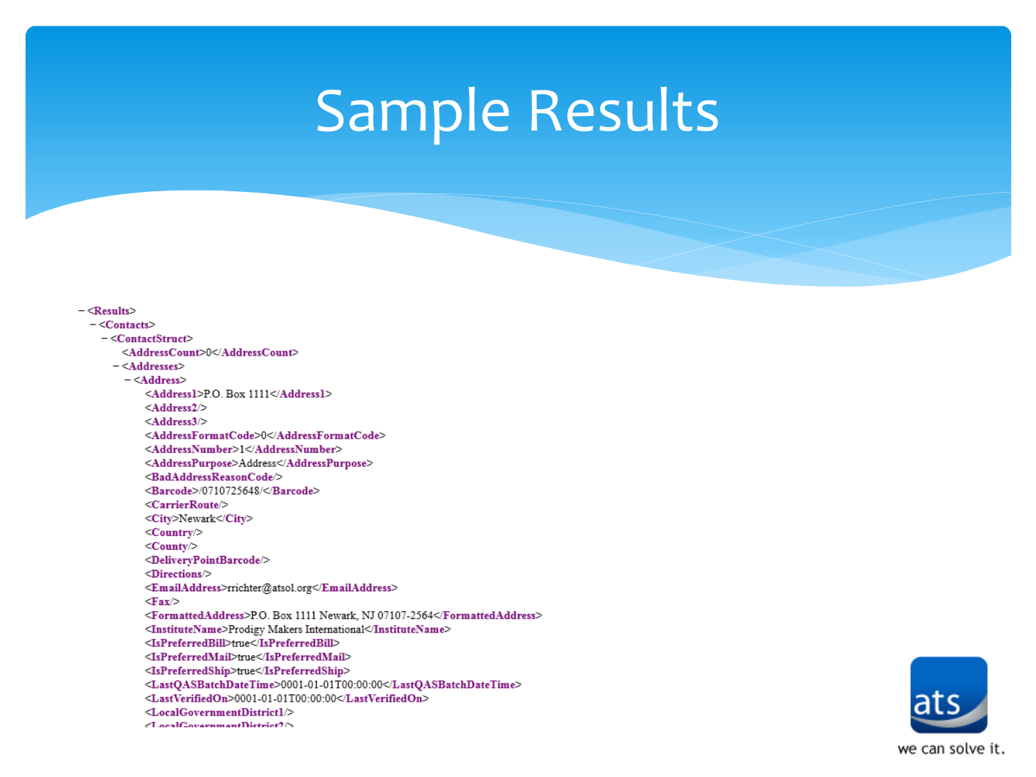# Sample Results

```
- <Results>
  - <Contacts>
    - <ContactStruct>
        <AddressCount>0</AddressCount>
      - <Addresses>
        - <Address>
            <Address1>P.O. Box 1111</Address1>
            <Address2/>
            <Address3/>
            <AddressFormatCode>0</AddressFormatCode>
            <AddressNumber>1</AddressNumber>
            <AddressPurpose>Address</AddressPurpose>
            <BadAddressReasonCode/>
            <Barcode>/0710725648/</Barcode>
            <CarrierRoute/>
            <City>Newark</City>
            <Country/>
            <County/>
            <DeliveryPointBarcode/>
            <Directions/>
            <EmailAddress>rrichter@atsol.org</EmailAddress>
            <Fax/>
            <FormattedAddress>P.O. Box 1111 Newark, NJ 07107-2564</FormattedAddress>
            <InstituteName>Prodigy Makers International</InstituteName>
            <IsPreferredBill>true</IsPreferredBill>
            <IsPreferredMail>true</IsPreferredMail>
            <IsPreferredShip>true</IsPreferredShip>
            <LastQASBatchDateTime>0001-01-01T00:00:00</LastQASBatchDateTime>
            <LastVerifiedOn>0001-01-01T00:00:00</LastVerifiedOn>
            <LocalGovernmentDistrict1/>
            <LocalGovernmentDistrict2/>
```

ats

we can solve it.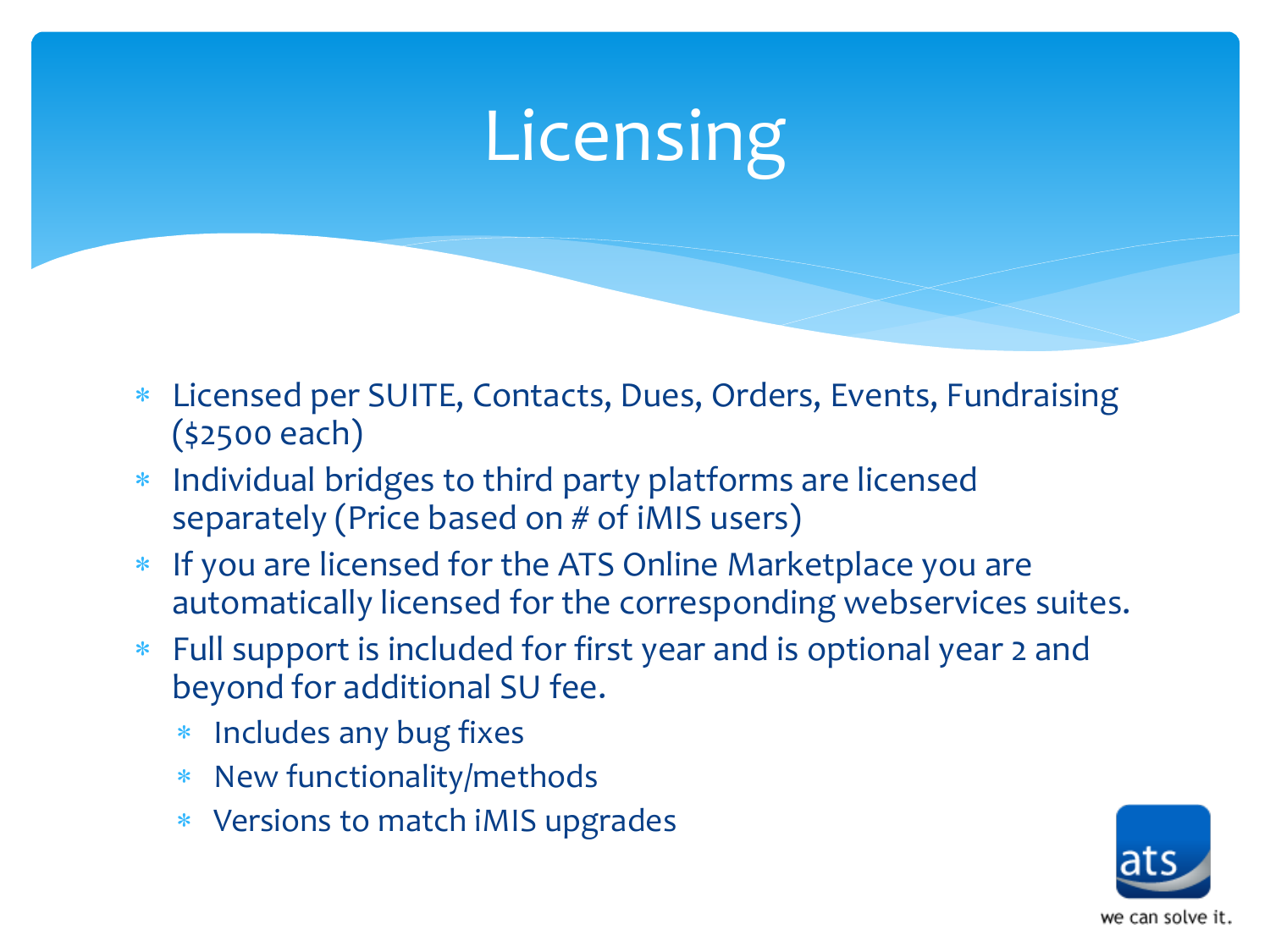# Licensing

- Licensed per SUITE, Contacts, Dues, Orders, Events, Fundraising ($2500 each)
- Individual bridges to third party platforms are licensed separately (Price based on # of iMIS users)
- If you are licensed for the ATS Online Marketplace you are automatically licensed for the corresponding webservices suites.
- Full support is included for first year and is optional year 2 and beyond for additional SU fee.
  - Includes any bug fixes
  - New functionality/methods
  - Versions to match iMIS upgrades

ats

we can solve it.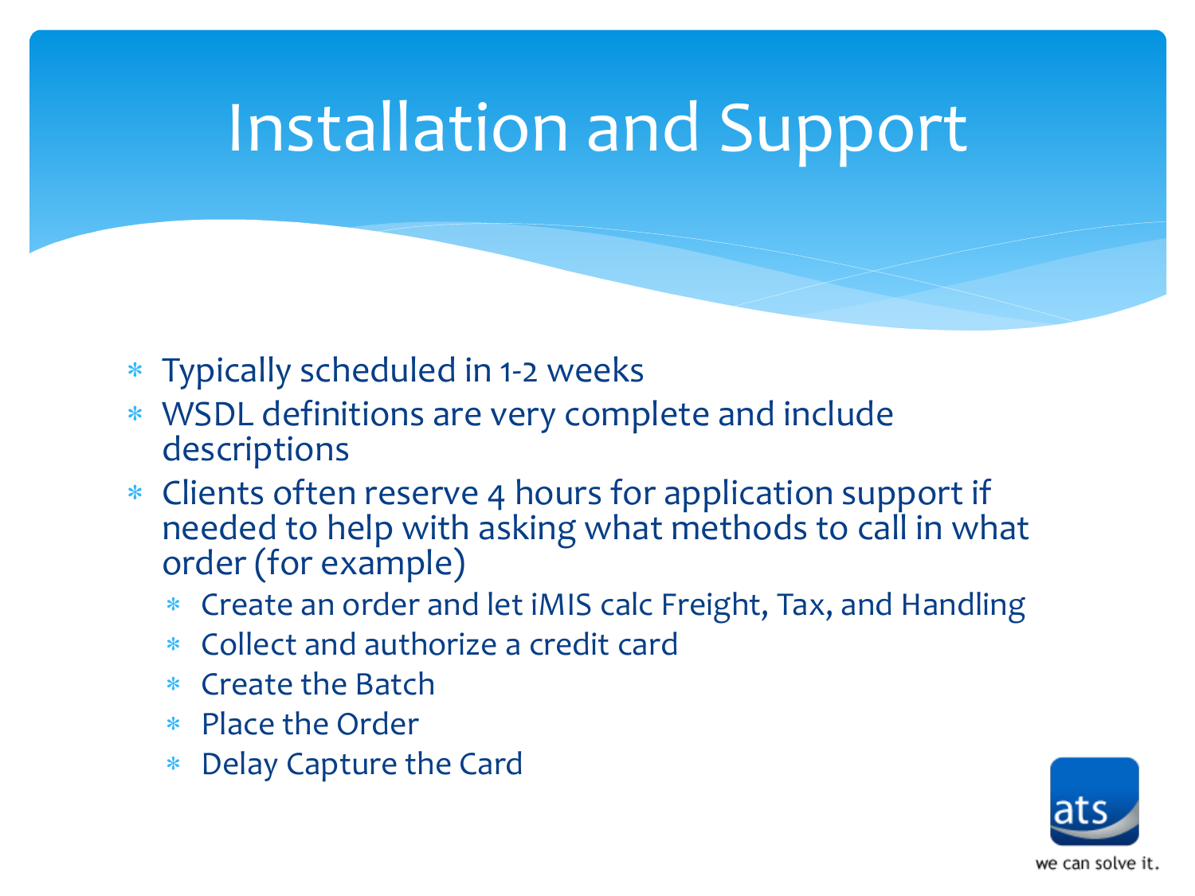# Installation and Support

- Typically scheduled in 1-2 weeks
- WSDL definitions are very complete and include descriptions
- Clients often reserve 4 hours for application support if needed to help with asking what methods to call in what order (for example)
  - Create an order and let iMIS calc Freight, Tax, and Handling
  - Collect and authorize a credit card
  - Create the Batch
  - Place the Order
  - Delay Capture the Card

ats

we can solve it.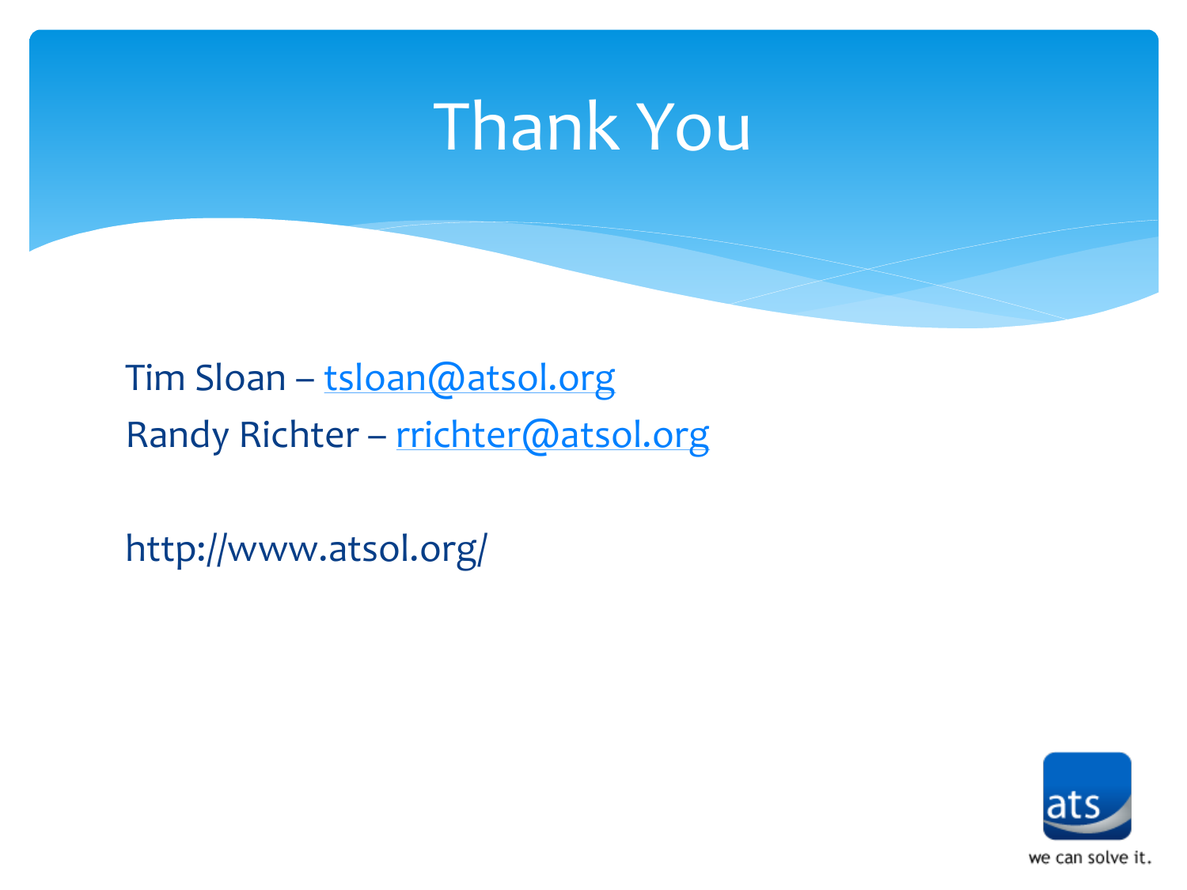# Thank You

Tim Sloan – tsloan@atsol.org
Randy Richter – rrichter@atsol.org

http://www.atsol.org/

ats
we can solve it.